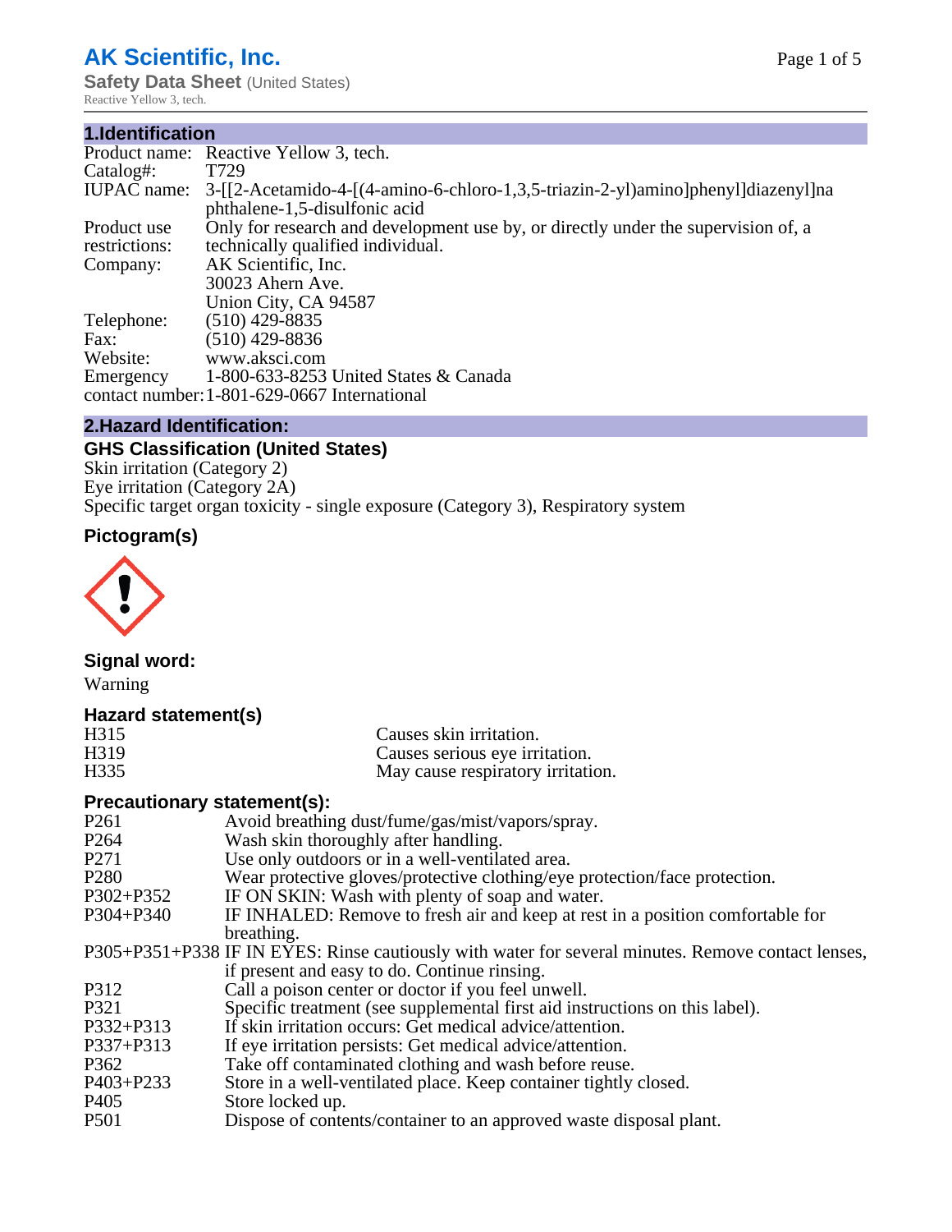# AK Scientific, Inc.

**Safety Data Sheet** (United States)

Reactive Yellow 3, tech.

## 1.Identification

| | |
|---|---|
| Product name: | Reactive Yellow 3, tech. |
| Catalog#: | T729 |
| IUPAC name: | 3-[[2-Acetamido-4-[(4-amino-6-chloro-1,3,5-triazin-2-yl)amino]phenyl]diazenyl]naphthalene-1,5-disulfonic acid |
| Product use restrictions: | Only for research and development use by, or directly under the supervision of, a technically qualified individual. |
| Company: | AK Scientific, Inc.<br>30023 Ahern Ave.<br>Union City, CA 94587 |
| Telephone: | (510) 429-8835 |
| Fax: | (510) 429-8836 |
| Website: | www.aksci.com |
| Emergency contact number: | 1-800-633-8253 United States & Canada<br>1-801-629-0667 International |

## 2.Hazard Identification:

### GHS Classification (United States)

Skin irritation (Category 2)
Eye irritation (Category 2A)
Specific target organ toxicity - single exposure (Category 3), Respiratory system

### Pictogram(s)

### Signal word:

Warning

### Hazard statement(s)

| | |
|---|---|
| H315 | Causes skin irritation. |
| H319 | Causes serious eye irritation. |
| H335 | May cause respiratory irritation. |

### Precautionary statement(s):

| | |
|---|---|
| P261 | Avoid breathing dust/fume/gas/mist/vapors/spray. |
| P264 | Wash skin thoroughly after handling. |
| P271 | Use only outdoors or in a well-ventilated area. |
| P280 | Wear protective gloves/protective clothing/eye protection/face protection. |
| P302+P352 | IF ON SKIN: Wash with plenty of soap and water. |
| P304+P340 | IF INHALED: Remove to fresh air and keep at rest in a position comfortable for breathing. |
| P305+P351+P338 | IF IN EYES: Rinse cautiously with water for several minutes. Remove contact lenses, if present and easy to do. Continue rinsing. |
| P312 | Call a poison center or doctor if you feel unwell. |
| P321 | Specific treatment (see supplemental first aid instructions on this label). |
| P332+P313 | If skin irritation occurs: Get medical advice/attention. |
| P337+P313 | If eye irritation persists: Get medical advice/attention. |
| P362 | Take off contaminated clothing and wash before reuse. |
| P403+P233 | Store in a well-ventilated place. Keep container tightly closed. |
| P405 | Store locked up. |
| P501 | Dispose of contents/container to an approved waste disposal plant. |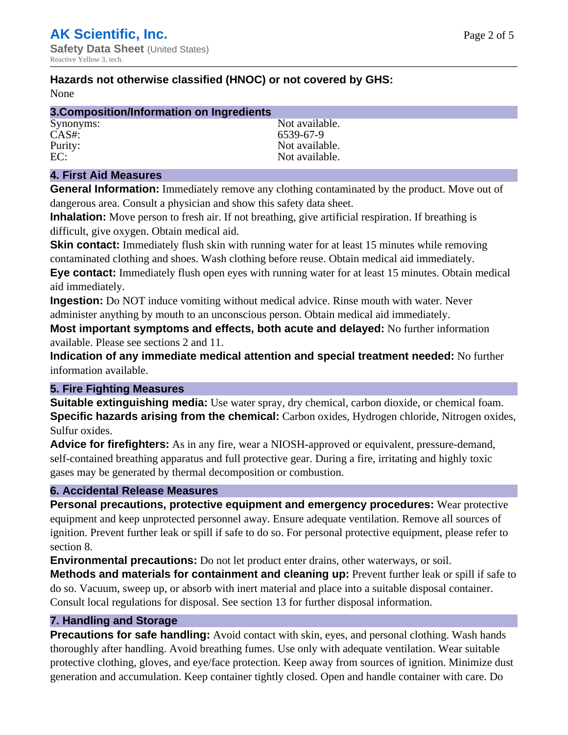**Hazards not otherwise classified (HNOC) or not covered by GHS:**
None

## 3.Composition/Information on Ingredients

| | |
|---|---|
| Synonyms: | Not available. |
| CAS#: | 6539-67-9 |
| Purity: | Not available. |
| EC: | Not available. |

## 4. First Aid Measures

**General Information:** Immediately remove any clothing contaminated by the product. Move out of dangerous area. Consult a physician and show this safety data sheet.

**Inhalation:** Move person to fresh air. If not breathing, give artificial respiration. If breathing is difficult, give oxygen. Obtain medical aid.

**Skin contact:** Immediately flush skin with running water for at least 15 minutes while removing contaminated clothing and shoes. Wash clothing before reuse. Obtain medical aid immediately.

**Eye contact:** Immediately flush open eyes with running water for at least 15 minutes. Obtain medical aid immediately.

**Ingestion:** Do NOT induce vomiting without medical advice. Rinse mouth with water. Never administer anything by mouth to an unconscious person. Obtain medical aid immediately.

**Most important symptoms and effects, both acute and delayed:** No further information available. Please see sections 2 and 11.

**Indication of any immediate medical attention and special treatment needed:** No further information available.

## 5. Fire Fighting Measures

**Suitable extinguishing media:** Use water spray, dry chemical, carbon dioxide, or chemical foam.

**Specific hazards arising from the chemical:** Carbon oxides, Hydrogen chloride, Nitrogen oxides, Sulfur oxides.

**Advice for firefighters:** As in any fire, wear a NIOSH-approved or equivalent, pressure-demand, self-contained breathing apparatus and full protective gear. During a fire, irritating and highly toxic gases may be generated by thermal decomposition or combustion.

## 6. Accidental Release Measures

**Personal precautions, protective equipment and emergency procedures:** Wear protective equipment and keep unprotected personnel away. Ensure adequate ventilation. Remove all sources of ignition. Prevent further leak or spill if safe to do so. For personal protective equipment, please refer to section 8.

**Environmental precautions:** Do not let product enter drains, other waterways, or soil.

**Methods and materials for containment and cleaning up:** Prevent further leak or spill if safe to do so. Vacuum, sweep up, or absorb with inert material and place into a suitable disposal container. Consult local regulations for disposal. See section 13 for further disposal information.

## 7. Handling and Storage

**Precautions for safe handling:** Avoid contact with skin, eyes, and personal clothing. Wash hands thoroughly after handling. Avoid breathing fumes. Use only with adequate ventilation. Wear suitable protective clothing, gloves, and eye/face protection. Keep away from sources of ignition. Minimize dust generation and accumulation. Keep container tightly closed. Open and handle container with care. Do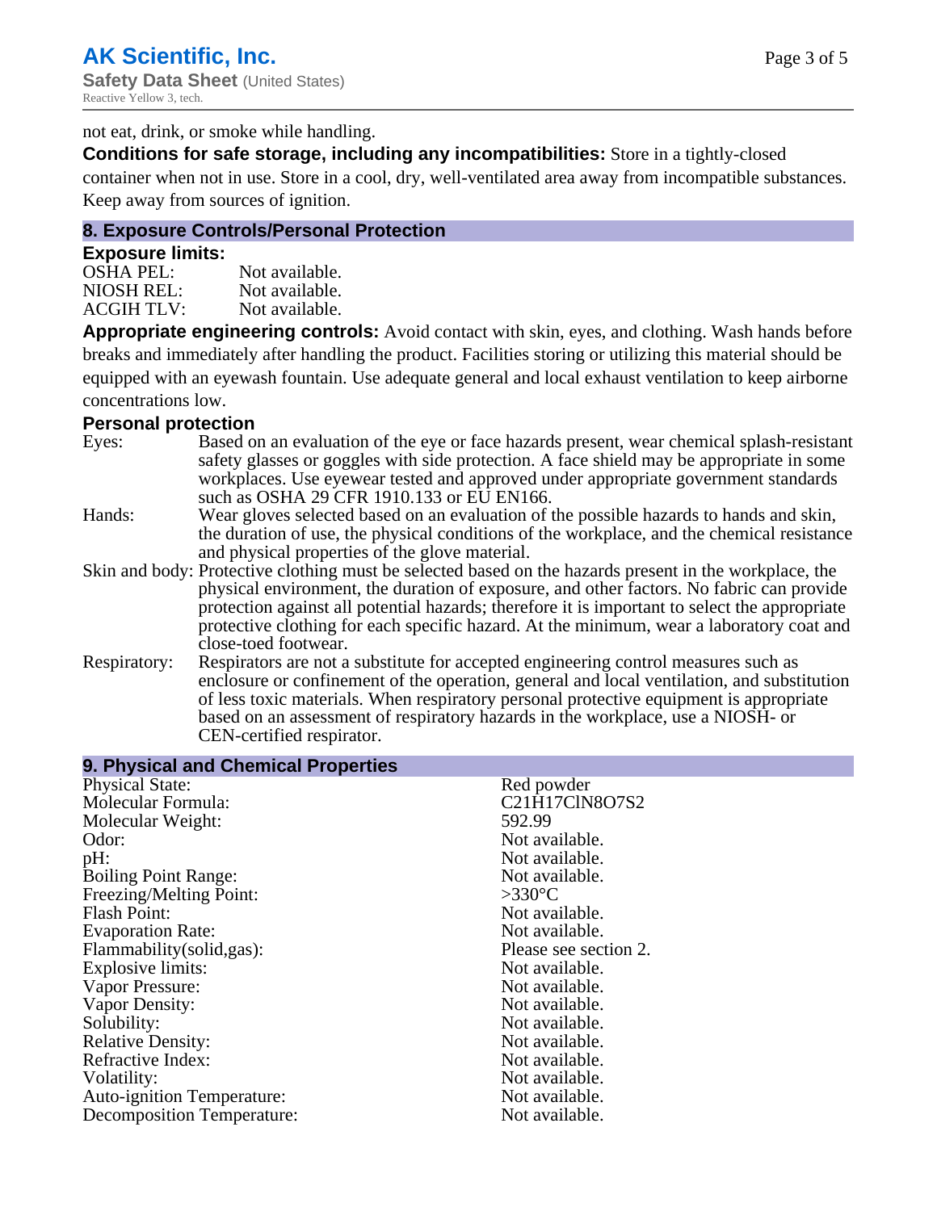not eat, drink, or smoke while handling.

**Conditions for safe storage, including any incompatibilities:** Store in a tightly-closed container when not in use. Store in a cool, dry, well-ventilated area away from incompatible substances. Keep away from sources of ignition.

## 8. Exposure Controls/Personal Protection

### Exposure limits:

| | |
|---|---|
| OSHA PEL: | Not available. |
| NIOSH REL: | Not available. |
| ACGIH TLV: | Not available. |

**Appropriate engineering controls:** Avoid contact with skin, eyes, and clothing. Wash hands before breaks and immediately after handling the product. Facilities storing or utilizing this material should be equipped with an eyewash fountain. Use adequate general and local exhaust ventilation to keep airborne concentrations low.

### Personal protection

| | |
|---|---|
| Eyes: | Based on an evaluation of the eye or face hazards present, wear chemical splash-resistant safety glasses or goggles with side protection. A face shield may be appropriate in some workplaces. Use eyewear tested and approved under appropriate government standards such as OSHA 29 CFR 1910.133 or EU EN166. |
| Hands: | Wear gloves selected based on an evaluation of the possible hazards to hands and skin, the duration of use, the physical conditions of the workplace, and the chemical resistance and physical properties of the glove material. |
| Skin and body: | Protective clothing must be selected based on the hazards present in the workplace, the physical environment, the duration of exposure, and other factors. No fabric can provide protection against all potential hazards; therefore it is important to select the appropriate protective clothing for each specific hazard. At the minimum, wear a laboratory coat and close-toed footwear. |
| Respiratory: | Respirators are not a substitute for accepted engineering control measures such as enclosure or confinement of the operation, general and local ventilation, and substitution of less toxic materials. When respiratory personal protective equipment is appropriate based on an assessment of respiratory hazards in the workplace, use a NIOSH- or CEN-certified respirator. |

## 9. Physical and Chemical Properties

| | |
|---|---|
| Physical State: | Red powder |
| Molecular Formula: | $C_{21}H_{17}ClN_8O_7S_2$ |
| Molecular Weight: | 592.99 |
| Odor: | Not available. |
| pH: | Not available. |
| Boiling Point Range: | Not available. |
| Freezing/Melting Point: | >330°C |
| Flash Point: | Not available. |
| Evaporation Rate: | Not available. |
| Flammability(solid,gas): | Please see section 2. |
| Explosive limits: | Not available. |
| Vapor Pressure: | Not available. |
| Vapor Density: | Not available. |
| Solubility: | Not available. |
| Relative Density: | Not available. |
| Refractive Index: | Not available. |
| Volatility: | Not available. |
| Auto-ignition Temperature: | Not available. |
| Decomposition Temperature: | Not available. |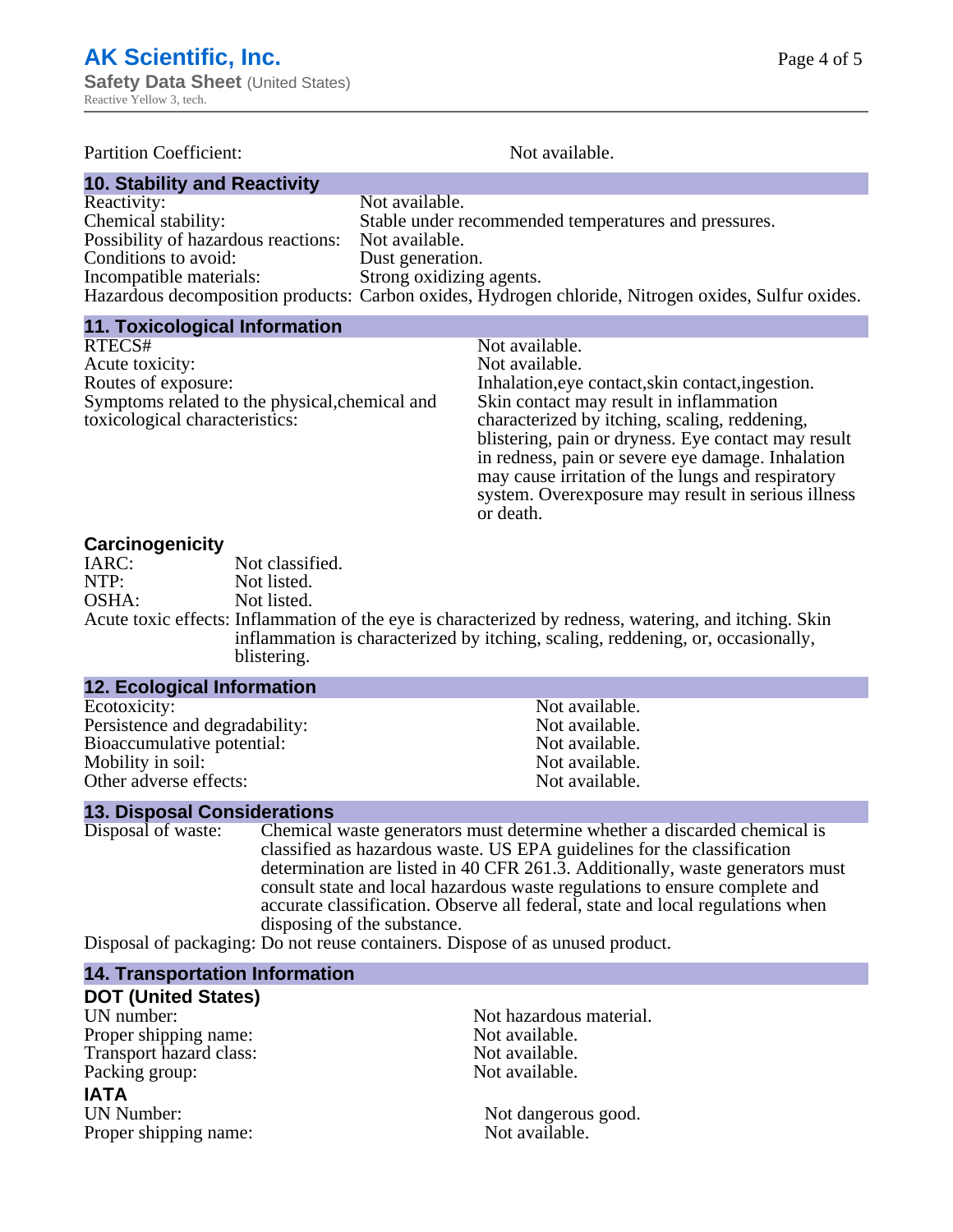Partition Coefficient: Not available.

## 10. Stability and Reactivity

| | |
|---|---|
| Reactivity: | Not available. |
| Chemical stability: | Stable under recommended temperatures and pressures. |
| Possibility of hazardous reactions: | Not available. |
| Conditions to avoid: | Dust generation. |
| Incompatible materials: | Strong oxidizing agents. |
| Hazardous decomposition products: | Carbon oxides, Hydrogen chloride, Nitrogen oxides, Sulfur oxides. |

## 11. Toxicological Information

| | |
|---|---|
| RTECS# | Not available. |
| Acute toxicity: | Not available. |
| Routes of exposure: | Inhalation,eye contact,skin contact,ingestion. |
| Symptoms related to the physical,chemical and toxicological characteristics: | Skin contact may result in inflammation characterized by itching, scaling, reddening, blistering, pain or dryness. Eye contact may result in redness, pain or severe eye damage. Inhalation may cause irritation of the lungs and respiratory system. Overexposure may result in serious illness or death. |

### Carcinogenicity

| | |
|---|---|
| IARC: | Not classified. |
| NTP: | Not listed. |
| OSHA: | Not listed. |
| Acute toxic effects: | Inflammation of the eye is characterized by redness, watering, and itching. Skin inflammation is characterized by itching, scaling, reddening, or, occasionally, blistering. |

## 12. Ecological Information

| | |
|---|---|
| Ecotoxicity: | Not available. |
| Persistence and degradability: | Not available. |
| Bioaccumulative potential: | Not available. |
| Mobility in soil: | Not available. |
| Other adverse effects: | Not available. |

## 13. Disposal Considerations

| | |
|---|---|
| Disposal of waste: | Chemical waste generators must determine whether a discarded chemical is classified as hazardous waste. US EPA guidelines for the classification determination are listed in 40 CFR 261.3. Additionally, waste generators must consult state and local hazardous waste regulations to ensure complete and accurate classification. Observe all federal, state and local regulations when disposing of the substance. |
| Disposal of packaging: | Do not reuse containers. Dispose of as unused product. |

## 14. Transportation Information

### DOT (United States)

| | |
|---|---|
| UN number: | Not hazardous material. |
| Proper shipping name: | Not available. |
| Transport hazard class: | Not available. |
| Packing group: | Not available. |

### IATA

| | |
|---|---|
| UN Number: | Not dangerous good. |
| Proper shipping name: | Not available. |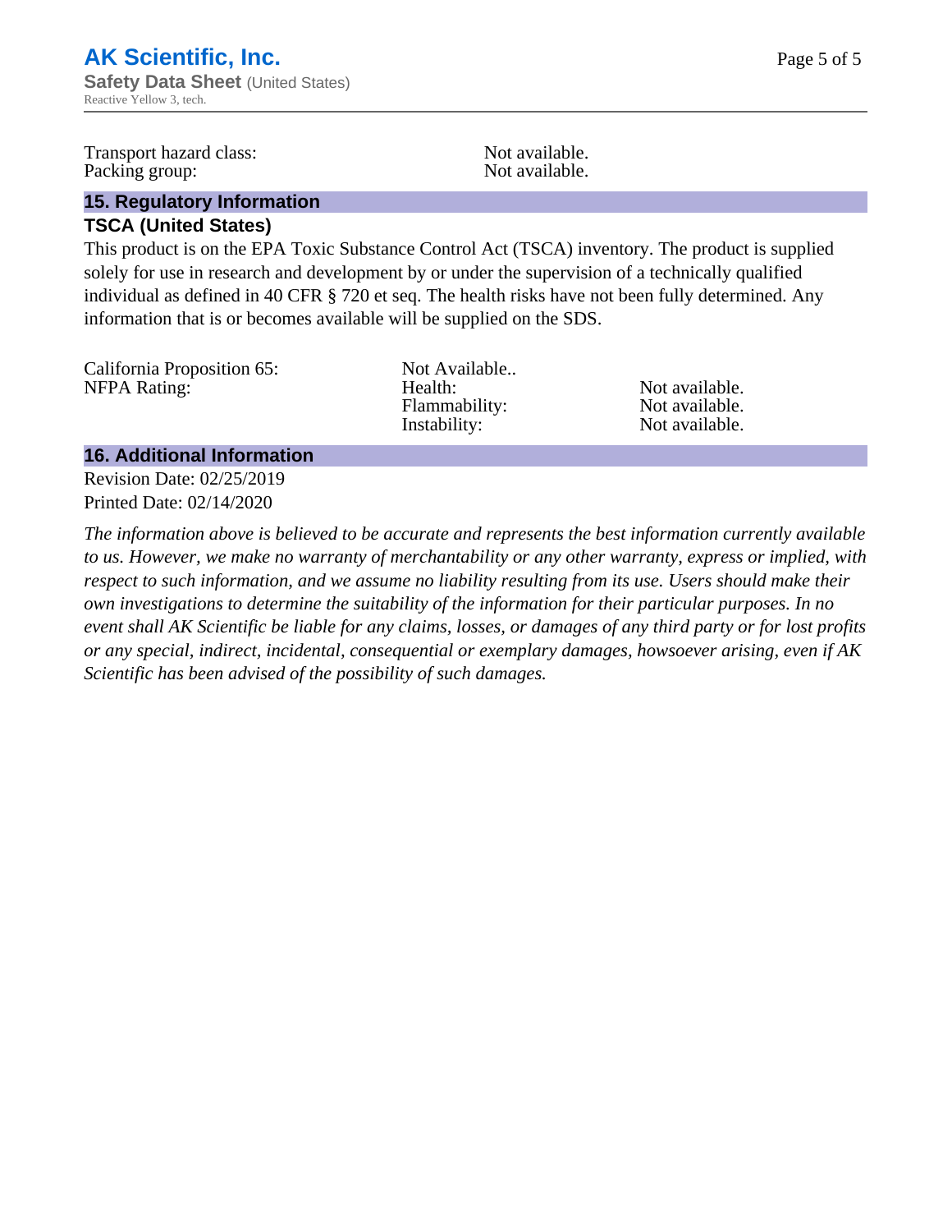Transport hazard class: Not available.
Packing group: Not available.

## 15. Regulatory Information

### TSCA (United States)

This product is on the EPA Toxic Substance Control Act (TSCA) inventory. The product is supplied solely for use in research and development by or under the supervision of a technically qualified individual as defined in 40 CFR § 720 et seq. The health risks have not been fully determined. Any information that is or becomes available will be supplied on the SDS.

| | | |
|---|---|---|
| California Proposition 65: | Not Available.. | |
| NFPA Rating: | Health: | Not available. |
| | Flammability: | Not available. |
| | Instability: | Not available. |

## 16. Additional Information

Revision Date: 02/25/2019
Printed Date: 02/14/2020

*The information above is believed to be accurate and represents the best information currently available to us. However, we make no warranty of merchantability or any other warranty, express or implied, with respect to such information, and we assume no liability resulting from its use. Users should make their own investigations to determine the suitability of the information for their particular purposes. In no event shall AK Scientific be liable for any claims, losses, or damages of any third party or for lost profits or any special, indirect, incidental, consequential or exemplary damages, howsoever arising, even if AK Scientific has been advised of the possibility of such damages.*